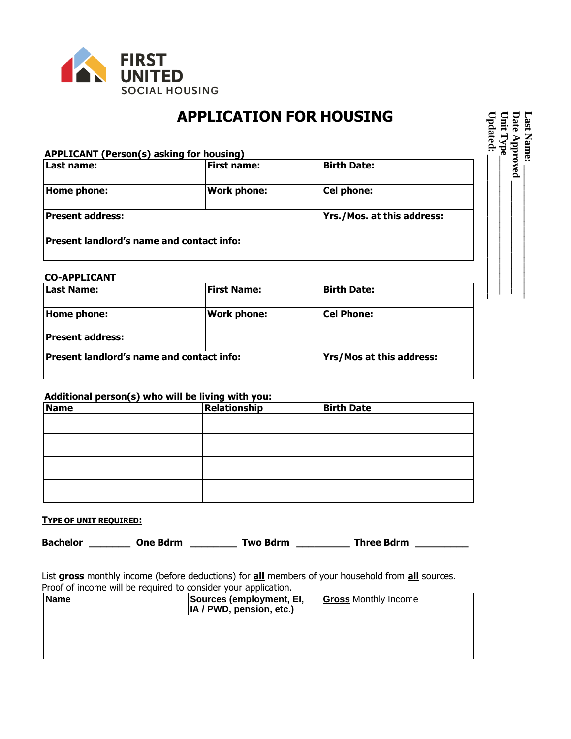FIRST UNITED
SOCIAL HOUSING

# APPLICATION FOR HOUSING

Last Name: ____________
Date Approved ____________
Unit Type ____________
Updated: ____________

**APPLICANT (Person(s) asking for housing)**

| **Last name:** | **First name:** | **Birth Date:** |
|---|---|---|
| **Home phone:** | **Work phone:** | **Cel phone:** |
| **Present address:** | | **Yrs./Mos. at this address:** |
| **Present landlord's name and contact info:** | | |

**CO-APPLICANT**

| **Last Name:** | **First Name:** | **Birth Date:** |
|---|---|---|
| **Home phone:** | **Work phone:** | **Cel Phone:** |
| **Present address:** | | |
| **Present landlord's name and contact info:** | | **Yrs/Mos at this address:** |

**Additional person(s) who will be living with you:**

| **Name** | **Relationship** | **Birth Date** |
|---|---|---|
| | | |
| | | |
| | | |
| | | |

**TYPE OF UNIT REQUIRED:**

**Bachelor** ________ **One Bdrm** _________ **Two Bdrm** __________ **Three Bdrm** __________

List **gross** monthly income (before deductions) for **all** members of your household from **all** sources.
Proof of income will be required to consider your application.

| **Name** | **Sources (employment, EI, IA / PWD, pension, etc.)** | **Gross** Monthly Income |
|---|---|---|
| | | |
| | | |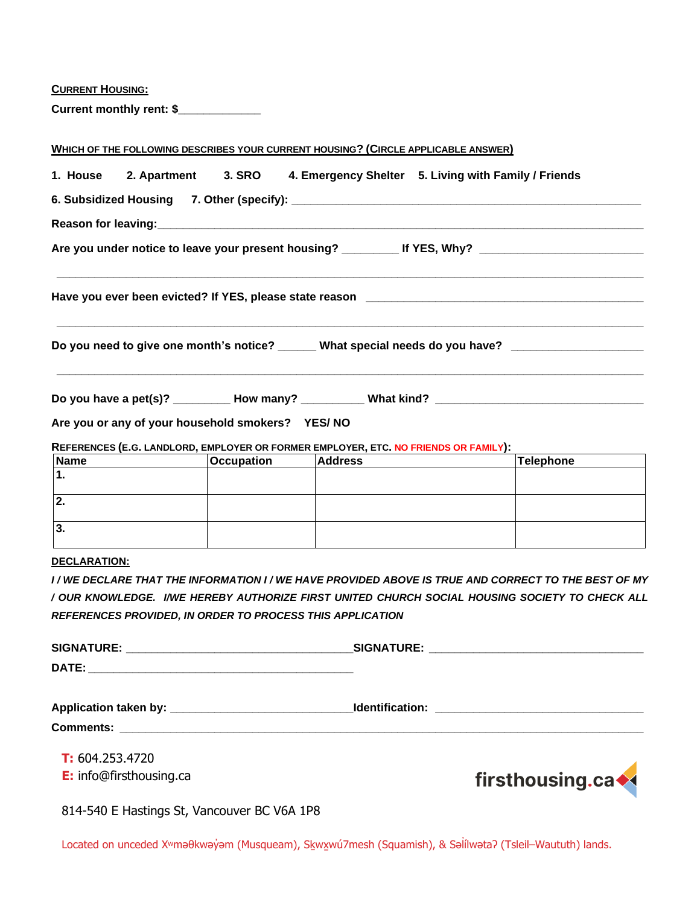**CURRENT HOUSING:**

**Current monthly rent: $_____________**

**WHICH OF THE FOLLOWING DESCRIBES YOUR CURRENT HOUSING? (CIRCLE APPLICABLE ANSWER)**

**1. House   2. Apartment   3. SRO   4. Emergency Shelter   5. Living with Family / Friends**

**6. Subsidized Housing   7. Other (specify): ________________________________________________________**

**Reason for leaving:_____________________________________________________________________________**

**Are you under notice to leave your present housing? _________ If YES, Why? __________________________**

______________________________________________________________________________________

**Have you ever been evicted? If YES, please state reason ______________________________________________**

______________________________________________________________________________________

**Do you need to give one month's notice? ______ What special needs do you have? ____________________**

______________________________________________________________________________________

**Do you have a pet(s)? _________ How many? __________ What kind? __________________________________**

**Are you or any of your household smokers?   YES/ NO**

**REFERENCES (E.G. LANDLORD, EMPLOYER OR FORMER EMPLOYER, ETC. NO FRIENDS OR FAMILY):**

| Name | Occupation | Address | Telephone |
|---|---|---|---|
| 1. | | | |
| 2. | | | |
| 3. | | | |

**DECLARATION:**

***I / WE DECLARE THAT THE INFORMATION I / WE HAVE PROVIDED ABOVE IS TRUE AND CORRECT TO THE BEST OF MY / OUR KNOWLEDGE. I/WE HEREBY AUTHORIZE FIRST UNITED CHURCH SOCIAL HOUSING SOCIETY TO CHECK ALL REFERENCES PROVIDED, IN ORDER TO PROCESS THIS APPLICATION***

**SIGNATURE: ____________________________________ SIGNATURE: __________________________________**

**DATE: ___________________________________________**

**Application taken by: _____________________________ Identification: _________________________________**

**Comments: ____________________________________________________________________________________**

**T:** 604.253.4720
**E:** info@firsthousing.ca

firsthousing.ca

814-540 E Hastings St, Vancouver BC V6A 1P8

Located on unceded Xʷməθkwəy̓əm (Musqueam), Sḵwx̱wú7mesh (Squamish), & Səl̓ílwətaʔ (Tsleil-Waututh) lands.